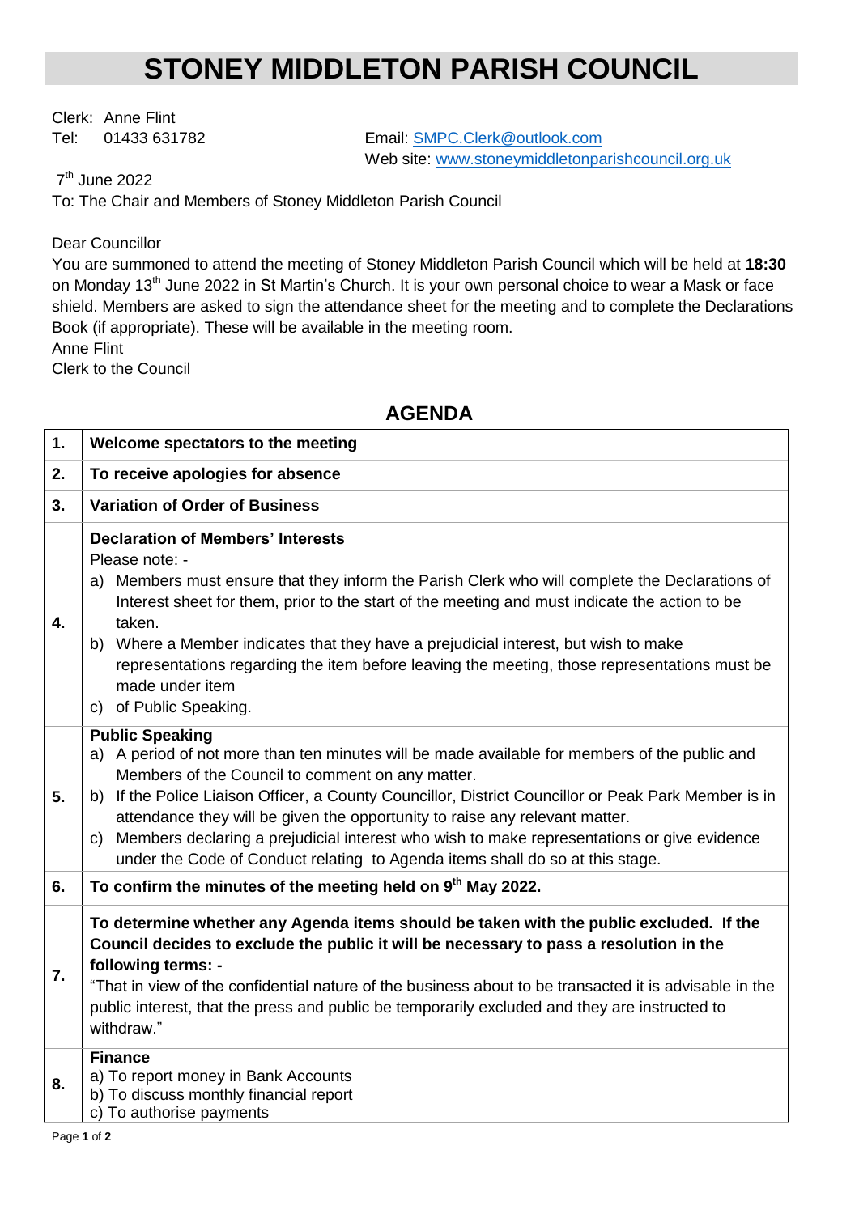# STONEY MIDDLETON PARISH COUNCIL

Clerk: Anne Flint
Tel: 01433 631782

Email: SMPC.Clerk@outlook.com
Web site: www.stoneymiddletonparishcouncil.org.uk

7th June 2022

To: The Chair and Members of Stoney Middleton Parish Council

Dear Councillor

You are summoned to attend the meeting of Stoney Middleton Parish Council which will be held at **18:30** on Monday 13th June 2022 in St Martin's Church. It is your own personal choice to wear a Mask or face shield. Members are asked to sign the attendance sheet for the meeting and to complete the Declarations Book (if appropriate). These will be available in the meeting room.

Anne Flint
Clerk to the Council

## AGENDA

| | |
|---|---|
| 1. | **Welcome spectators to the meeting** |
| 2. | **To receive apologies for absence** |
| 3. | **Variation of Order of Business** |
| 4. | **Declaration of Members' Interests**<br>Please note: -<br>a) Members must ensure that they inform the Parish Clerk who will complete the Declarations of Interest sheet for them, prior to the start of the meeting and must indicate the action to be taken.<br>b) Where a Member indicates that they have a prejudicial interest, but wish to make representations regarding the item before leaving the meeting, those representations must be made under item<br>c) of Public Speaking. |
| 5. | **Public Speaking**<br>a) A period of not more than ten minutes will be made available for members of the public and Members of the Council to comment on any matter.<br>b) If the Police Liaison Officer, a County Councillor, District Councillor or Peak Park Member is in attendance they will be given the opportunity to raise any relevant matter.<br>c) Members declaring a prejudicial interest who wish to make representations or give evidence under the Code of Conduct relating to Agenda items shall do so at this stage. |
| 6. | **To confirm the minutes of the meeting held on 9th May 2022.** |
| 7. | **To determine whether any Agenda items should be taken with the public excluded. If the Council decides to exclude the public it will be necessary to pass a resolution in the following terms: -**<br>"That in view of the confidential nature of the business about to be transacted it is advisable in the public interest, that the press and public be temporarily excluded and they are instructed to withdraw." |
| 8. | **Finance**<br>a) To report money in Bank Accounts<br>b) To discuss monthly financial report<br>c) To authorise payments |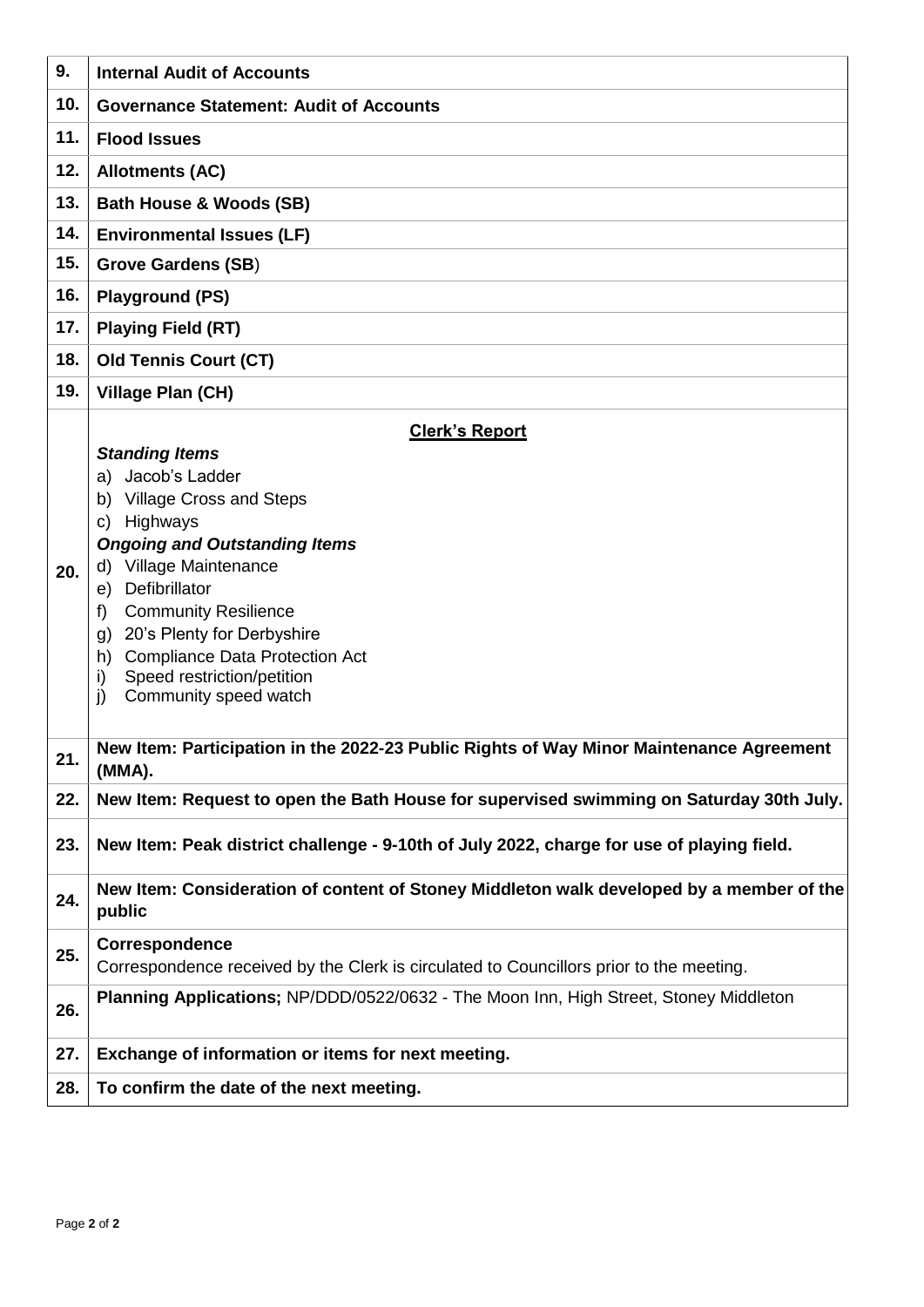| | |
|---|---|
| 9. | **Internal Audit of Accounts** |
| 10. | **Governance Statement: Audit of Accounts** |
| 11. | **Flood Issues** |
| 12. | **Allotments (AC)** |
| 13. | **Bath House & Woods (SB)** |
| 14. | **Environmental Issues (LF)** |
| 15. | **Grove Gardens (SB)** |
| 16. | **Playground (PS)** |
| 17. | **Playing Field (RT)** |
| 18. | **Old Tennis Court (CT)** |
| 19. | **Village Plan (CH)** |
| 20. | **Clerk's Report**<br>***Standing Items***<br>a) Jacob's Ladder<br>b) Village Cross and Steps<br>c) Highways<br>***Ongoing and Outstanding Items***<br>d) Village Maintenance<br>e) Defibrillator<br>f) Community Resilience<br>g) 20's Plenty for Derbyshire<br>h) Compliance Data Protection Act<br>i) Speed restriction/petition<br>j) Community speed watch |
| 21. | **New Item: Participation in the 2022-23 Public Rights of Way Minor Maintenance Agreement (MMA).** |
| 22. | **New Item: Request to open the Bath House for supervised swimming on Saturday 30th July.** |
| 23. | **New Item: Peak district challenge - 9-10th of July 2022, charge for use of playing field.** |
| 24. | **New Item: Consideration of content of Stoney Middleton walk developed by a member of the public** |
| 25. | **Correspondence**<br>Correspondence received by the Clerk is circulated to Councillors prior to the meeting. |
| 26. | **Planning Applications;** NP/DDD/0522/0632 - The Moon Inn, High Street, Stoney Middleton |
| 27. | **Exchange of information or items for next meeting.** |
| 28. | **To confirm the date of the next meeting.** |